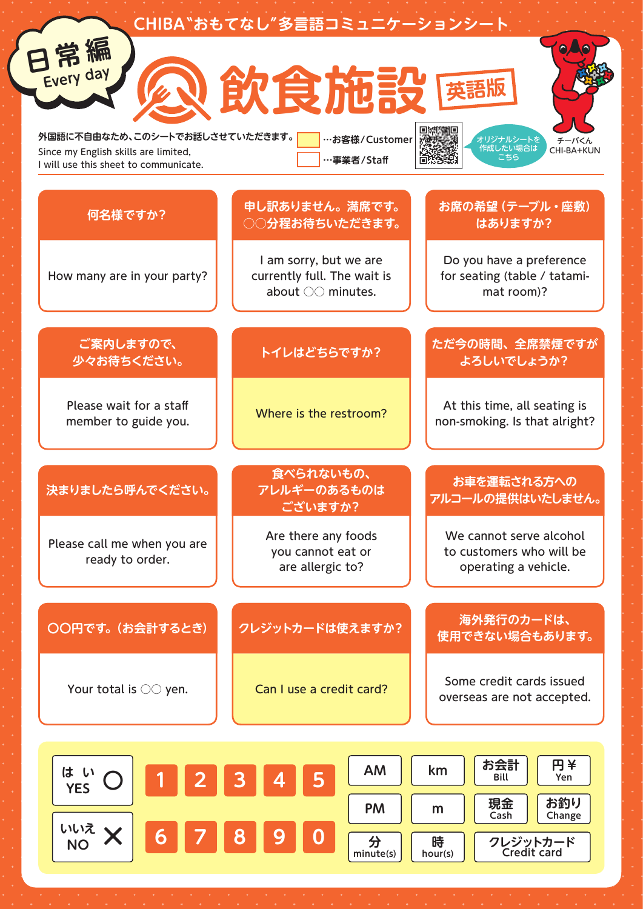CHIBA“おもてなし”多言語コミュニケーションシート

日常編 Every day

# 飲食施設 英語版

外国語に不自由なため、このシートでお話しさせていただきます。
Since my English skills are limited,
I will use this sheet to communicate.

…お客様/Customer
…事業者/Staff

オリジナルシートを作成したい場合はこちら

チーバくん CHI-BA+KUN

| 日本語 | English |
| --- | --- |
| 何名様ですか？ | How many are in your party? |
| 申し訳ありません。満席です。〇〇分程お待ちいただきます。 | I am sorry, but we are currently full. The wait is about 〇〇 minutes. |
| お席の希望（テーブル・座敷）はありますか？ | Do you have a preference for seating (table / tatami-mat room)? |
| ご案内しますので、少々お待ちください。 | Please wait for a staff member to guide you. |
| トイレはどちらですか？ | Where is the restroom? |
| ただ今の時間、全席禁煙ですがよろしいでしょうか？ | At this time, all seating is non-smoking. Is that alright? |
| 決まりましたら呼んでください。 | Please call me when you are ready to order. |
| 食べられないもの、アレルギーのあるものはございますか？ | Are there any foods you cannot eat or are allergic to? |
| お車を運転される方へのアルコールの提供はいたしません。 | We cannot serve alcohol to customers who will be operating a vehicle. |
| 〇〇円です。（お会計するとき） | Your total is 〇〇 yen. |
| クレジットカードは使えますか？ | Can I use a credit card? |
| 海外発行のカードは、使用できない場合もあります。 | Some credit cards issued overseas are not accepted. |

はい YES ○

いいえ NO ✕

1 2 3 4 5 6 7 8 9 0

AM PM km m

お会計 Bill

円 ¥ Yen

現金 Cash

お釣り Change

分 minute(s)

時 hour(s)

クレジットカード Credit card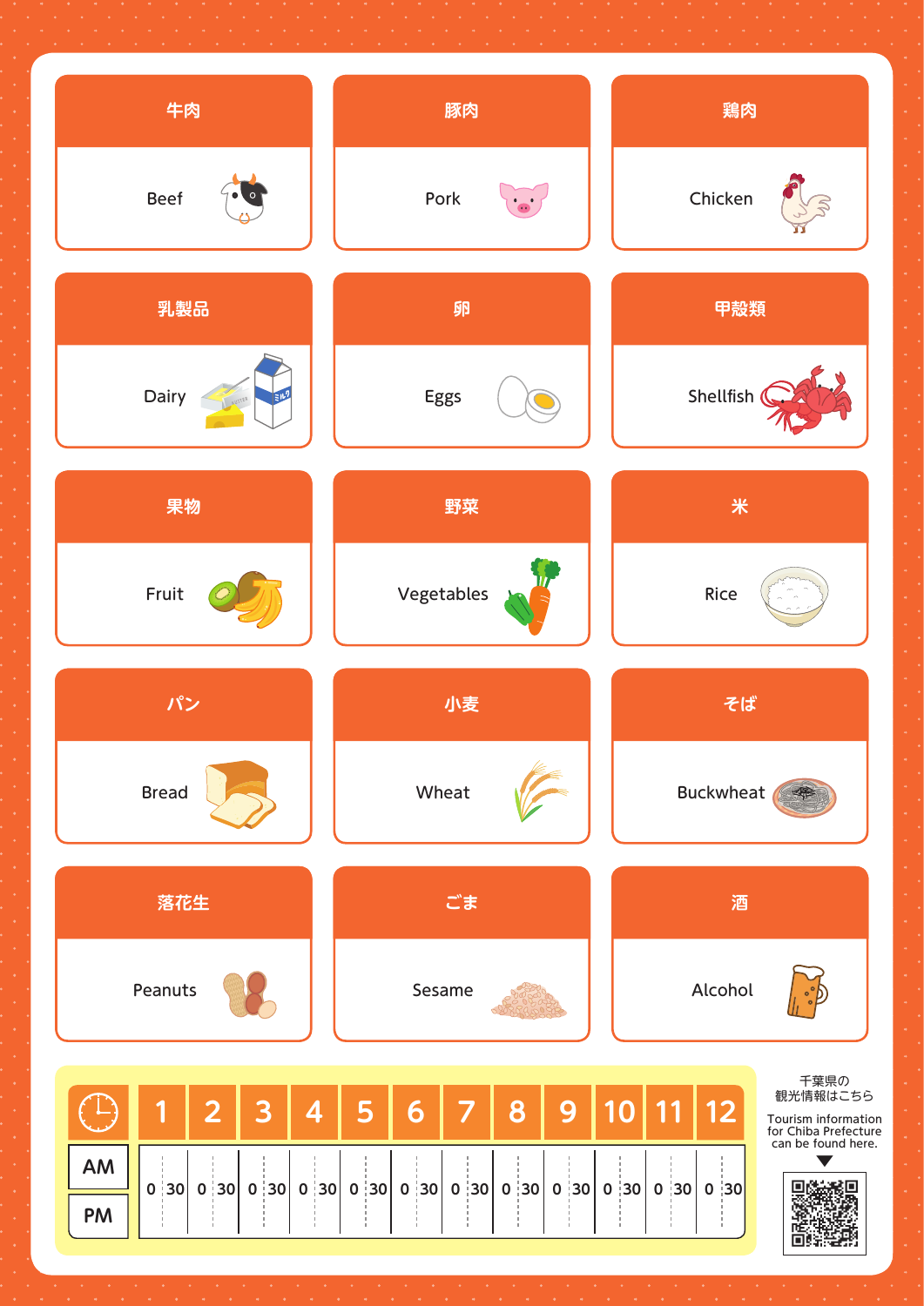| 牛肉 | 豚肉 | 鶏肉 |
|---|---|---|
| Beef | Pork | Chicken |

| 乳製品 | 卵 | 甲殻類 |
|---|---|---|
| Dairy | Eggs | Shellfish |

| 果物 | 野菜 | 米 |
|---|---|---|
| Fruit | Vegetables | Rice |

| パン | 小麦 | そば |
|---|---|---|
| Bread | Wheat | Buckwheat |

| 落花生 | ごま | 酒 |
|---|---|---|
| Peanuts | Sesame | Alcohol |

| | 1 | 2 | 3 | 4 | 5 | 6 | 7 | 8 | 9 | 10 | 11 | 12 |
|---|---|---|---|---|---|---|---|---|---|---|---|---|
| AM / PM | 0 30 | 0 30 | 0 30 | 0 30 | 0 30 | 0 30 | 0 30 | 0 30 | 0 30 | 0 30 | 0 30 | 0 30 |

千葉県の
観光情報はこちら

Tourism information for Chiba Prefecture can be found here.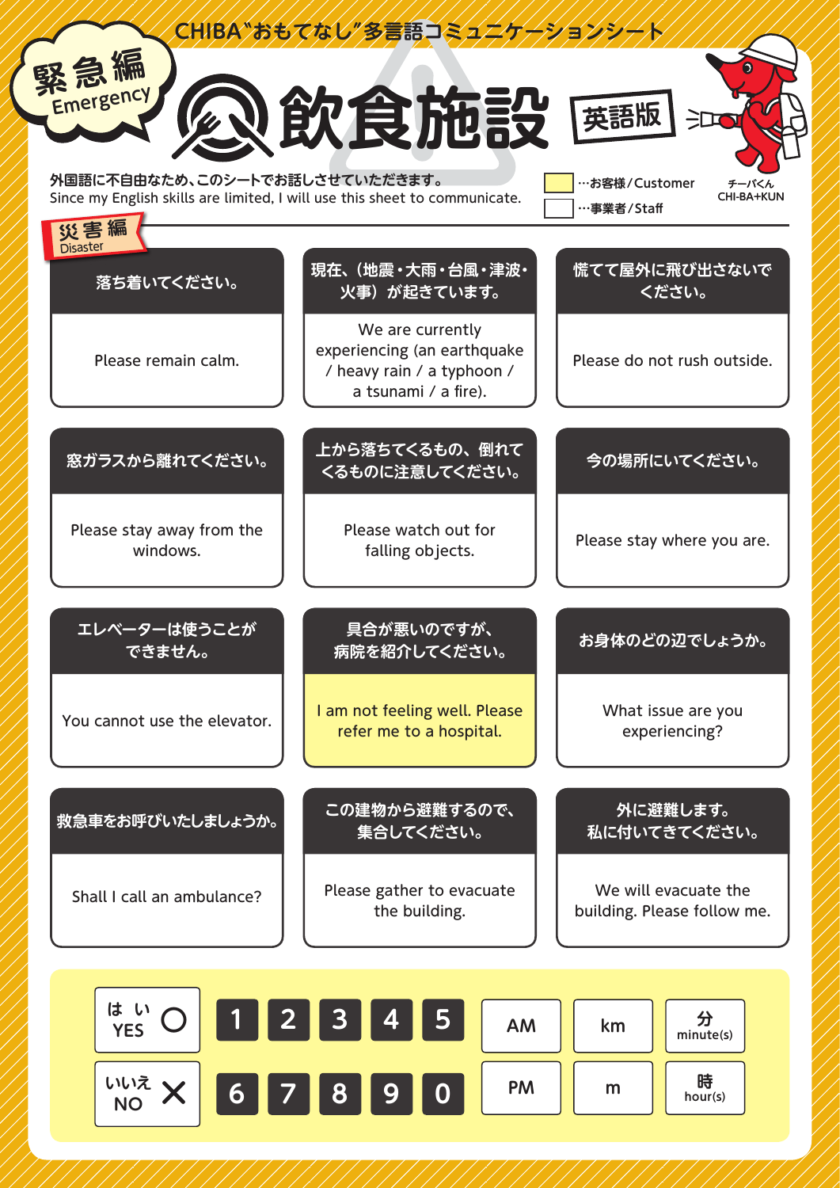CHIBA"おもてなし"多言語コミュニケーションシート

緊急編 Emergency

# 飲食施設 英語版

チーバくん CHI-BA+KUN

外国語に不自由なため、このシートでお話しさせていただきます。
Since my English skills are limited, I will use this sheet to communicate.

…お客様/Customer
…事業者/Staff

## 災害編 Disaster

| | | |
|---|---|---|
| 落ち着いてください。 | 現在、(地震・大雨・台風・津波・火事)が起きています。 | 慌てて屋外に飛び出さないでください。 |
| Please remain calm. | We are currently experiencing (an earthquake / heavy rain / a typhoon / a tsunami / a fire). | Please do not rush outside. |
| 窓ガラスから離れてください。 | 上から落ちてくるもの、倒れてくるものに注意してください。 | 今の場所にいてください。 |
| Please stay away from the windows. | Please watch out for falling objects. | Please stay where you are. |
| エレベーターは使うことができません。 | 具合が悪いのですが、病院を紹介してください。 | お身体のどの辺でしょうか。 |
| You cannot use the elevator. | I am not feeling well. Please refer me to a hospital. | What issue are you experiencing? |
| 救急車をお呼びいたしましょうか。 | この建物から避難するので、集合してください。 | 外に避難します。私に付いてきてください。 |
| Shall I call an ambulance? | Please gather to evacuate the building. | We will evacuate the building. Please follow me. |

| | | | | | | | | |
|---|---|---|---|---|---|---|---|---|
| はい YES ○ | 1 | 2 | 3 | 4 | 5 | AM | km | 分 minute(s) |
| いいえ NO ✕ | 6 | 7 | 8 | 9 | 0 | PM | m | 時 hour(s) |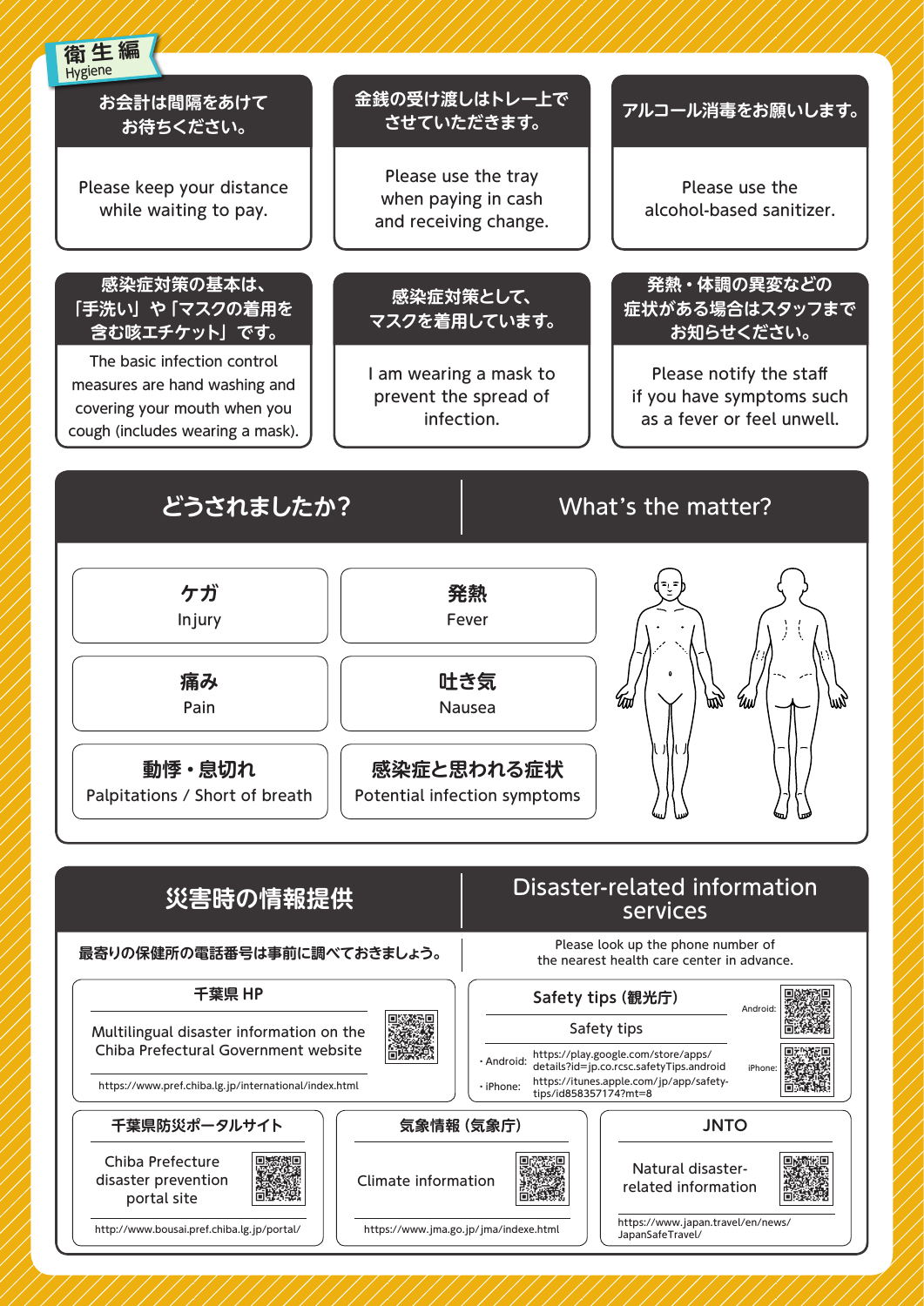## 衛生編 Hygiene

**お会計は間隔をあけてお待ちください。**

Please keep your distance while waiting to pay.

**金銭の受け渡しはトレー上でさせていただきます。**

Please use the tray when paying in cash and receiving change.

**アルコール消毒をお願いします。**

Please use the alcohol-based sanitizer.

**感染症対策の基本は、「手洗い」や「マスクの着用を含む咳エチケット」です。**

The basic infection control measures are hand washing and covering your mouth when you cough (includes wearing a mask).

**感染症対策として、マスクを着用しています。**

I am wearing a mask to prevent the spread of infection.

**発熱・体調の異変などの症状がある場合はスタッフまでお知らせください。**

Please notify the staff if you have symptoms such as a fever or feel unwell.

## どうされましたか？ What's the matter?

| | |
|---|---|
| **ケガ** Injury | **発熱** Fever |
| **痛み** Pain | **吐き気** Nausea |
| **動悸・息切れ** Palpitations / Short of breath | **感染症と思われる症状** Potential infection symptoms |

## 災害時の情報提供 Disaster-related information services

**最寄りの保健所の電話番号は事前に調べておきましょう。**

Please look up the phone number of the nearest health care center in advance.

**千葉県 HP**

Multilingual disaster information on the Chiba Prefectural Government website

https://www.pref.chiba.lg.jp/international/index.html

**Safety tips (観光庁)**

Safety tips

- Android: https://play.google.com/store/apps/details?id=jp.co.rcsc.safetyTips.android
- iPhone: https://itunes.apple.com/jp/app/safety-tips/id858357174?mt=8

**千葉県防災ポータルサイト**

Chiba Prefecture disaster prevention portal site

http://www.bousai.pref.chiba.lg.jp/portal/

**気象情報 (気象庁)**

Climate information

https://www.jma.go.jp/jma/indexe.html

**JNTO**

Natural disaster-related information

https://www.japan.travel/en/news/JapanSafeTravel/